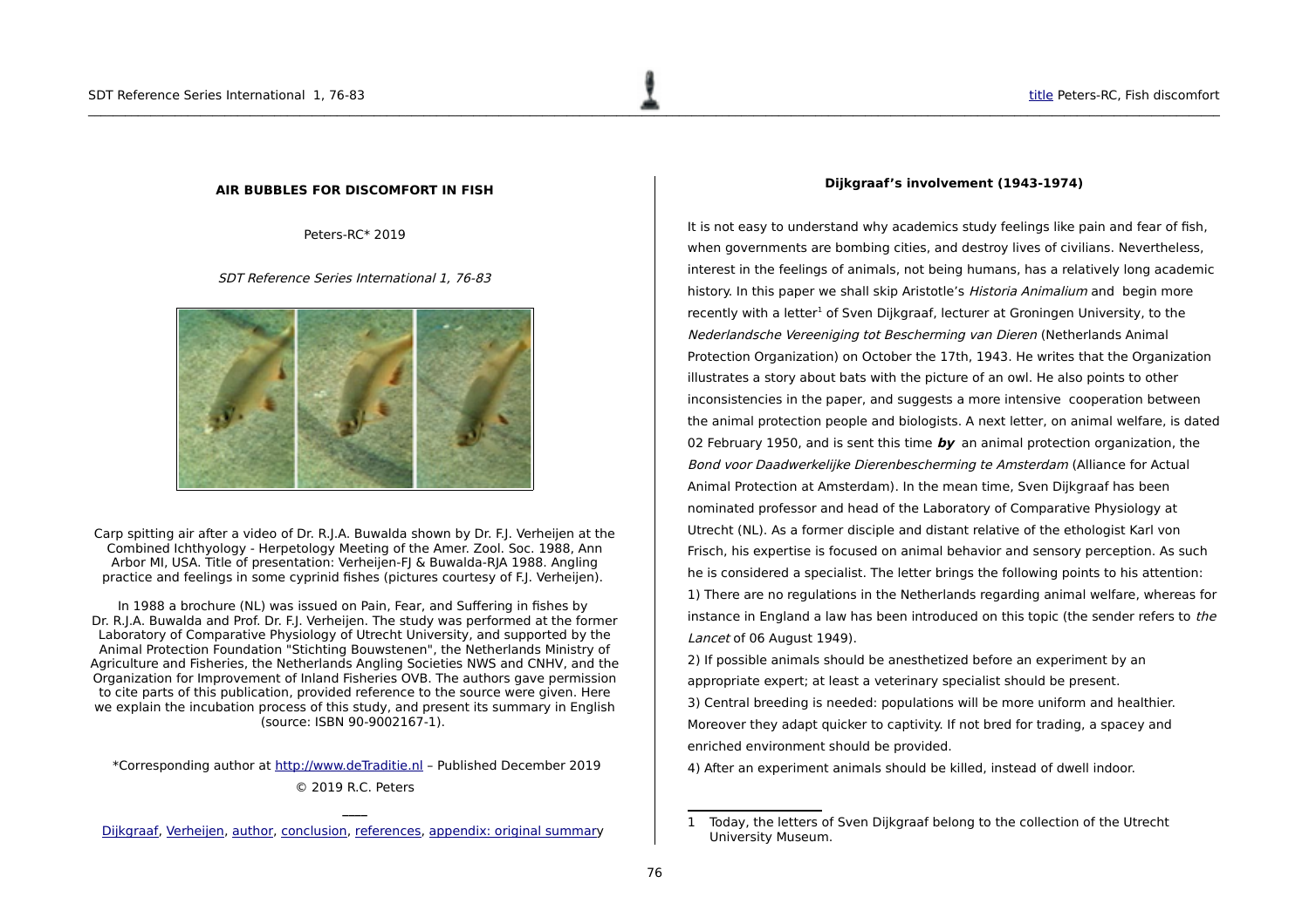**AIR BUBBLES FOR DISCOMFORT IN FISH**

Peters-RC* 2019

*SDT Reference Series International 1, 76-83*

Carp spitting air after a video of Dr. R.J.A. Buwalda shown by Dr. F.J. Verheijen at the Combined Ichthyology - Herpetology Meeting of the Amer. Zool. Soc. 1988, Ann Arbor MI, USA. Title of presentation: Verheijen-FJ & Buwalda-RJA 1988. Angling practice and feelings in some cyprinid fishes (pictures courtesy of F.J. Verheijen).

In 1988 a brochure (NL) was issued on Pain, Fear, and Suffering in fishes by Dr. R.J.A. Buwalda and Prof. Dr. F.J. Verheijen. The study was performed at the former Laboratory of Comparative Physiology of Utrecht University, and supported by the Animal Protection Foundation "Stichting Bouwstenen", the Netherlands Ministry of Agriculture and Fisheries, the Netherlands Angling Societies NWS and CNHV, and the Organization for Improvement of Inland Fisheries OVB. The authors gave permission to cite parts of this publication, provided reference to the source were given. Here we explain the incubation process of this study, and present its summary in English (source: ISBN 90-9002167-1).

*Corresponding author at http://www.deTraditie.nl – Published December 2019

© 2019 R.C. Peters

Dijkgraaf, Verheijen, author, conclusion, references, appendix: original summary

## Dijkgraaf's involvement (1943-1974)

It is not easy to understand why academics study feelings like pain and fear of fish, when governments are bombing cities, and destroy lives of civilians. Nevertheless, interest in the feelings of animals, not being humans, has a relatively long academic history. In this paper we shall skip Aristotle's *Historia Animalium* and begin more recently with a letter[1] of Sven Dijkgraaf, lecturer at Groningen University, to the *Nederlandsche Vereeniging tot Bescherming van Dieren* (Netherlands Animal Protection Organization) on October the 17th, 1943. He writes that the Organization illustrates a story about bats with the picture of an owl. He also points to other inconsistencies in the paper, and suggests a more intensive cooperation between the animal protection people and biologists. A next letter, on animal welfare, is dated 02 February 1950, and is sent this time ***by*** an animal protection organization, the *Bond voor Daadwerkelijke Dierenbescherming te Amsterdam* (Alliance for Actual Animal Protection at Amsterdam). In the mean time, Sven Dijkgraaf has been nominated professor and head of the Laboratory of Comparative Physiology at Utrecht (NL). As a former disciple and distant relative of the ethologist Karl von Frisch, his expertise is focused on animal behavior and sensory perception. As such he is considered a specialist. The letter brings the following points to his attention:

1) There are no regulations in the Netherlands regarding animal welfare, whereas for instance in England a law has been introduced on this topic (the sender refers to *the Lancet* of 06 August 1949).

2) If possible animals should be anesthetized before an experiment by an appropriate expert; at least a veterinary specialist should be present.

3) Central breeding is needed: populations will be more uniform and healthier. Moreover they adapt quicker to captivity. If not bred for trading, a spacey and enriched environment should be provided.

4) After an experiment animals should be killed, instead of dwell indoor.

1 Today, the letters of Sven Dijkgraaf belong to the collection of the Utrecht University Museum.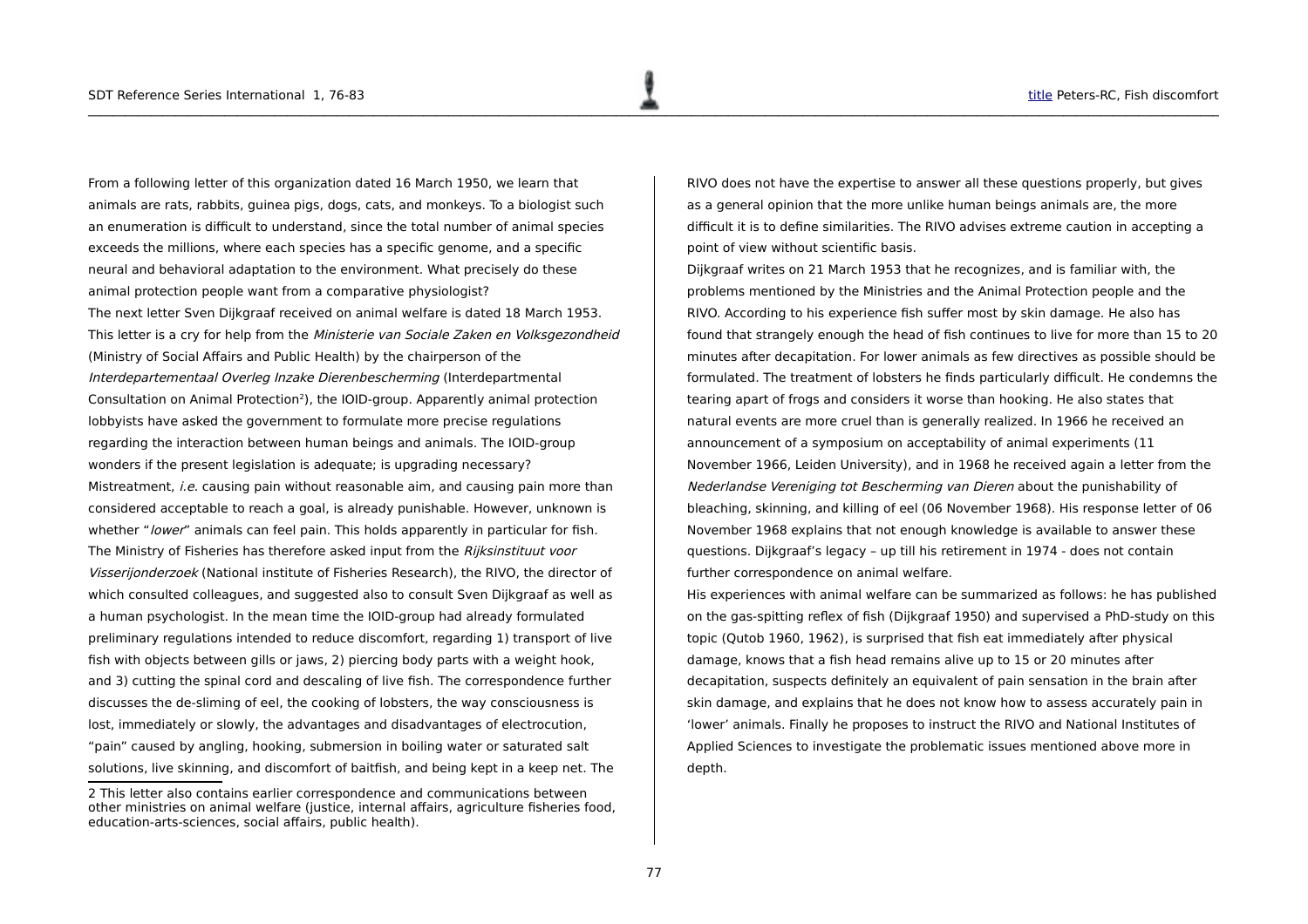From a following letter of this organization dated 16 March 1950, we learn that animals are rats, rabbits, guinea pigs, dogs, cats, and monkeys. To a biologist such an enumeration is difficult to understand, since the total number of animal species exceeds the millions, where each species has a specific genome, and a specific neural and behavioral adaptation to the environment. What precisely do these animal protection people want from a comparative physiologist?

The next letter Sven Dijkgraaf received on animal welfare is dated 18 March 1953. This letter is a cry for help from the *Ministerie van Sociale Zaken en Volksgezondheid* (Ministry of Social Affairs and Public Health) by the chairperson of the *Interdepartementaal Overleg Inzake Dierenbescherming* (Interdepartmental Consultation on Animal Protection[2]), the IOID-group. Apparently animal protection lobbyists have asked the government to formulate more precise regulations regarding the interaction between human beings and animals. The IOID-group wonders if the present legislation is adequate; is upgrading necessary? Mistreatment, *i.e.* causing pain without reasonable aim, and causing pain more than considered acceptable to reach a goal, is already punishable. However, unknown is whether "*lower*" animals can feel pain. This holds apparently in particular for fish. The Ministry of Fisheries has therefore asked input from the *Rijksinstituut voor Visserijonderzoek* (National institute of Fisheries Research), the RIVO, the director of which consulted colleagues, and suggested also to consult Sven Dijkgraaf as well as a human psychologist. In the mean time the IOID-group had already formulated preliminary regulations intended to reduce discomfort, regarding 1) transport of live fish with objects between gills or jaws, 2) piercing body parts with a weight hook, and 3) cutting the spinal cord and descaling of live fish. The correspondence further discusses the de-sliming of eel, the cooking of lobsters, the way consciousness is lost, immediately or slowly, the advantages and disadvantages of electrocution, "pain" caused by angling, hooking, submersion in boiling water or saturated salt solutions, live skinning, and discomfort of baitfish, and being kept in a keep net. The RIVO does not have the expertise to answer all these questions properly, but gives as a general opinion that the more unlike human beings animals are, the more difficult it is to define similarities. The RIVO advises extreme caution in accepting a point of view without scientific basis.

Dijkgraaf writes on 21 March 1953 that he recognizes, and is familiar with, the problems mentioned by the Ministries and the Animal Protection people and the RIVO. According to his experience fish suffer most by skin damage. He also has found that strangely enough the head of fish continues to live for more than 15 to 20 minutes after decapitation. For lower animals as few directives as possible should be formulated. The treatment of lobsters he finds particularly difficult. He condemns the tearing apart of frogs and considers it worse than hooking. He also states that natural events are more cruel than is generally realized. In 1966 he received an announcement of a symposium on acceptability of animal experiments (11 November 1966, Leiden University), and in 1968 he received again a letter from the *Nederlandse Vereniging tot Bescherming van Dieren* about the punishability of bleaching, skinning, and killing of eel (06 November 1968). His response letter of 06 November 1968 explains that not enough knowledge is available to answer these questions. Dijkgraaf's legacy – up till his retirement in 1974 - does not contain further correspondence on animal welfare.

His experiences with animal welfare can be summarized as follows: he has published on the gas-spitting reflex of fish (Dijkgraaf 1950) and supervised a PhD-study on this topic (Qutob 1960, 1962), is surprised that fish eat immediately after physical damage, knows that a fish head remains alive up to 15 or 20 minutes after decapitation, suspects definitely an equivalent of pain sensation in the brain after skin damage, and explains that he does not know how to assess accurately pain in 'lower' animals. Finally he proposes to instruct the RIVO and National Institutes of Applied Sciences to investigate the problematic issues mentioned above more in depth.

2 This letter also contains earlier correspondence and communications between other ministries on animal welfare (justice, internal affairs, agriculture fisheries food, education-arts-sciences, social affairs, public health).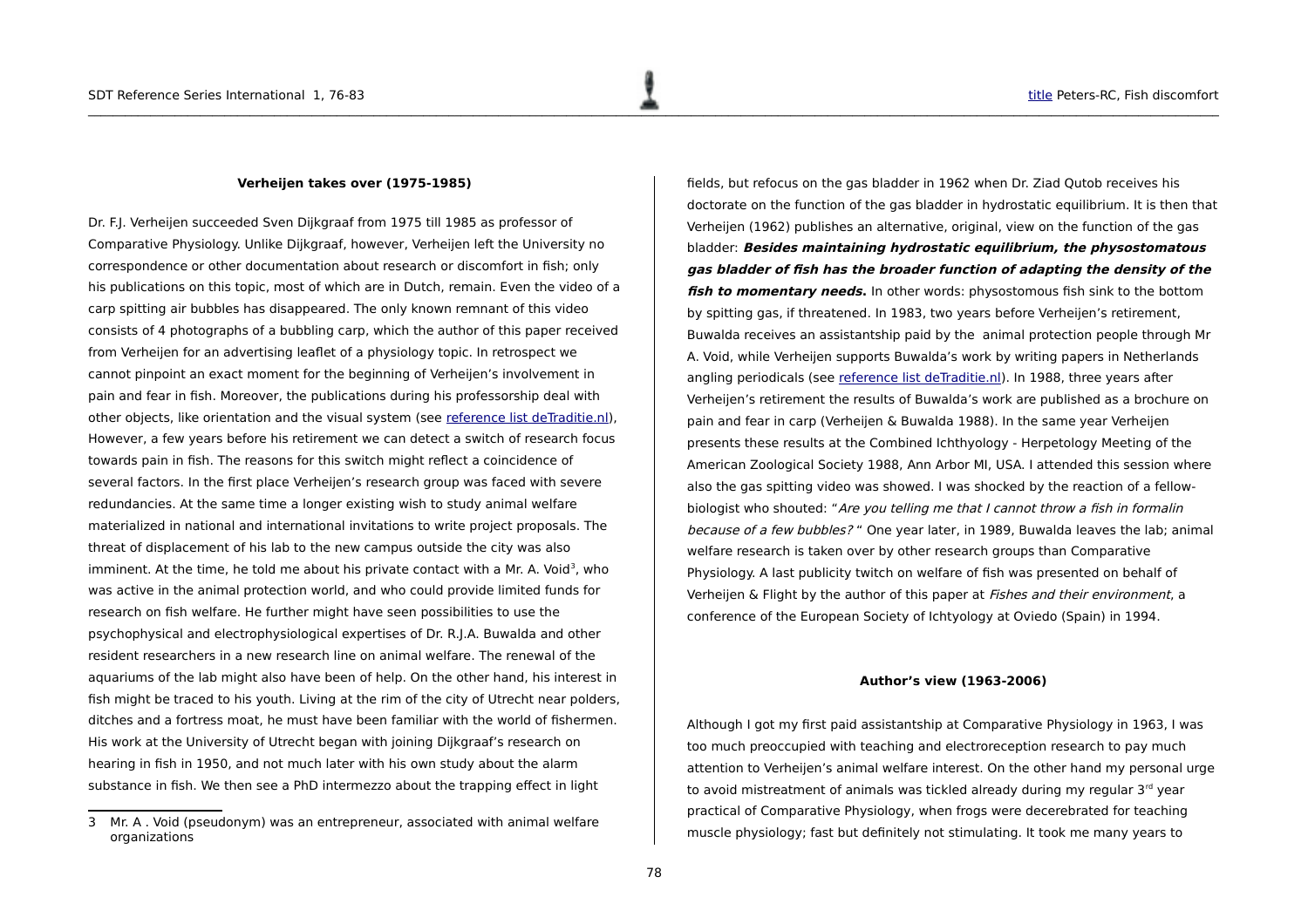### Verheijen takes over (1975-1985)

Dr. F.J. Verheijen succeeded Sven Dijkgraaf from 1975 till 1985 as professor of Comparative Physiology. Unlike Dijkgraaf, however, Verheijen left the University no correspondence or other documentation about research or discomfort in fish; only his publications on this topic, most of which are in Dutch, remain. Even the video of a carp spitting air bubbles has disappeared. The only known remnant of this video consists of 4 photographs of a bubbling carp, which the author of this paper received from Verheijen for an advertising leaflet of a physiology topic. In retrospect we cannot pinpoint an exact moment for the beginning of Verheijen's involvement in pain and fear in fish. Moreover, the publications during his professorship deal with other objects, like orientation and the visual system (see [reference list deTraditie.nl](reference list deTraditie.nl)), However, a few years before his retirement we can detect a switch of research focus towards pain in fish. The reasons for this switch might reflect a coincidence of several factors. In the first place Verheijen's research group was faced with severe redundancies. At the same time a longer existing wish to study animal welfare materialized in national and international invitations to write project proposals. The threat of displacement of his lab to the new campus outside the city was also imminent. At the time, he told me about his private contact with a Mr. A. Void[3], who was active in the animal protection world, and who could provide limited funds for research on fish welfare. He further might have seen possibilities to use the psychophysical and electrophysiological expertises of Dr. R.J.A. Buwalda and other resident researchers in a new research line on animal welfare. The renewal of the aquariums of the lab might also have been of help. On the other hand, his interest in fish might be traced to his youth. Living at the rim of the city of Utrecht near polders, ditches and a fortress moat, he must have been familiar with the world of fishermen. His work at the University of Utrecht began with joining Dijkgraaf's research on hearing in fish in 1950, and not much later with his own study about the alarm substance in fish. We then see a PhD intermezzo about the trapping effect in light fields, but refocus on the gas bladder in 1962 when Dr. Ziad Qutob receives his doctorate on the function of the gas bladder in hydrostatic equilibrium. It is then that Verheijen (1962) publishes an alternative, original, view on the function of the gas bladder: ***Besides maintaining hydrostatic equilibrium, the physostomatous gas bladder of fish has the broader function of adapting the density of the fish to momentary needs.*** In other words: physostomous fish sink to the bottom by spitting gas, if threatened. In 1983, two years before Verheijen's retirement, Buwalda receives an assistantship paid by the animal protection people through Mr A. Void, while Verheijen supports Buwalda's work by writing papers in Netherlands angling periodicals (see [reference list deTraditie.nl](reference list deTraditie.nl)). In 1988, three years after Verheijen's retirement the results of Buwalda's work are published as a brochure on pain and fear in carp (Verheijen & Buwalda 1988). In the same year Verheijen presents these results at the Combined Ichthyology - Herpetology Meeting of the American Zoological Society 1988, Ann Arbor MI, USA. I attended this session where also the gas spitting video was showed. I was shocked by the reaction of a fellow-biologist who shouted: "*Are you telling me that I cannot throw a fish in formalin because of a few bubbles?* " One year later, in 1989, Buwalda leaves the lab; animal welfare research is taken over by other research groups than Comparative Physiology. A last publicity twitch on welfare of fish was presented on behalf of Verheijen & Flight by the author of this paper at *Fishes and their environment*, a conference of the European Society of Ichtyology at Oviedo (Spain) in 1994.

### Author's view (1963-2006)

Although I got my first paid assistantship at Comparative Physiology in 1963, I was too much preoccupied with teaching and electroreception research to pay much attention to Verheijen's animal welfare interest. On the other hand my personal urge to avoid mistreatment of animals was tickled already during my regular 3rd year practical of Comparative Physiology, when frogs were decerebrated for teaching muscle physiology; fast but definitely not stimulating. It took me many years to

---

3 Mr. A . Void (pseudonym) was an entrepreneur, associated with animal welfare organizations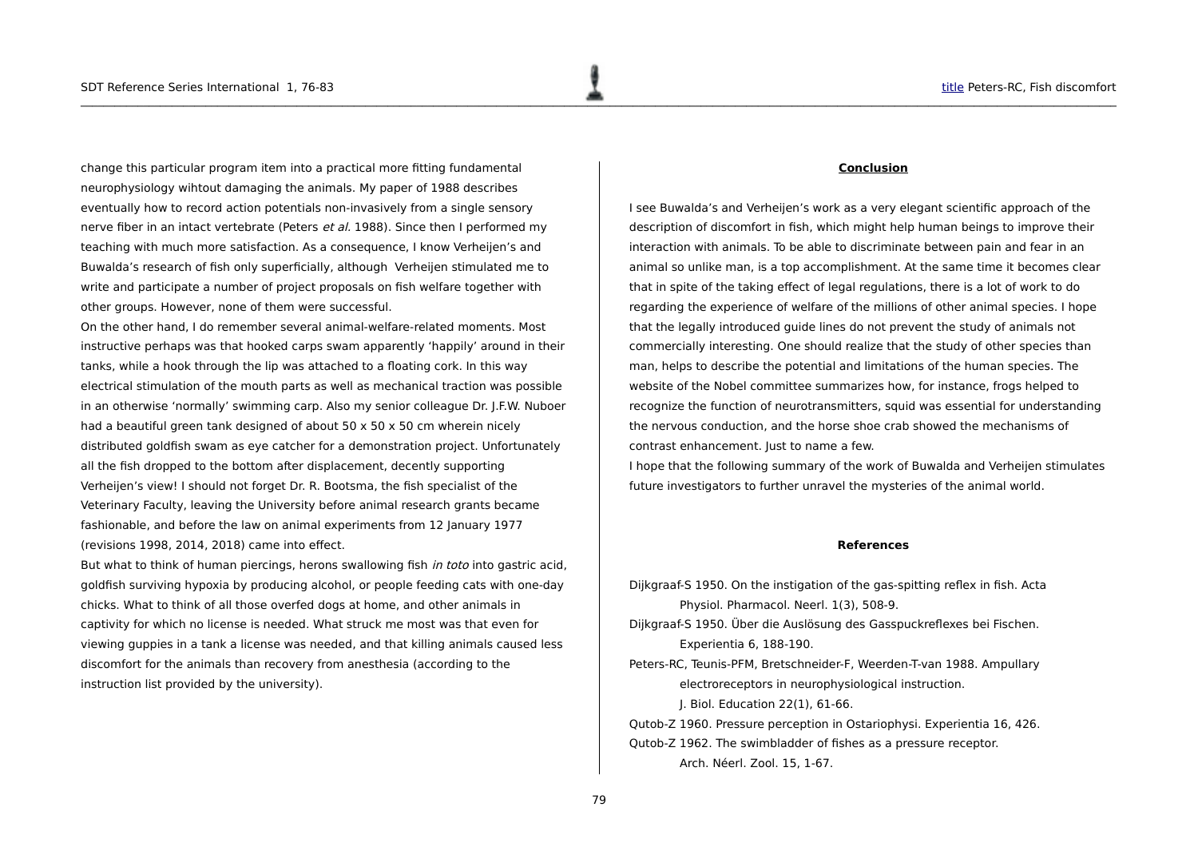change this particular program item into a practical more fitting fundamental neurophysiology wihtout damaging the animals. My paper of 1988 describes eventually how to record action potentials non-invasively from a single sensory nerve fiber in an intact vertebrate (Peters *et al.* 1988). Since then I performed my teaching with much more satisfaction. As a consequence, I know Verheijen's and Buwalda's research of fish only superficially, although Verheijen stimulated me to write and participate a number of project proposals on fish welfare together with other groups. However, none of them were successful.

On the other hand, I do remember several animal-welfare-related moments. Most instructive perhaps was that hooked carps swam apparently 'happily' around in their tanks, while a hook through the lip was attached to a floating cork. In this way electrical stimulation of the mouth parts as well as mechanical traction was possible in an otherwise 'normally' swimming carp. Also my senior colleague Dr. J.F.W. Nuboer had a beautiful green tank designed of about 50 x 50 x 50 cm wherein nicely distributed goldfish swam as eye catcher for a demonstration project. Unfortunately all the fish dropped to the bottom after displacement, decently supporting Verheijen's view! I should not forget Dr. R. Bootsma, the fish specialist of the Veterinary Faculty, leaving the University before animal research grants became fashionable, and before the law on animal experiments from 12 January 1977 (revisions 1998, 2014, 2018) came into effect.

But what to think of human piercings, herons swallowing fish *in toto* into gastric acid, goldfish surviving hypoxia by producing alcohol, or people feeding cats with one-day chicks. What to think of all those overfed dogs at home, and other animals in captivity for which no license is needed. What struck me most was that even for viewing guppies in a tank a license was needed, and that killing animals caused less discomfort for the animals than recovery from anesthesia (according to the instruction list provided by the university).

## Conclusion

I see Buwalda's and Verheijen's work as a very elegant scientific approach of the description of discomfort in fish, which might help human beings to improve their interaction with animals. To be able to discriminate between pain and fear in an animal so unlike man, is a top accomplishment. At the same time it becomes clear that in spite of the taking effect of legal regulations, there is a lot of work to do regarding the experience of welfare of the millions of other animal species. I hope that the legally introduced guide lines do not prevent the study of animals not commercially interesting. One should realize that the study of other species than man, helps to describe the potential and limitations of the human species. The website of the Nobel committee summarizes how, for instance, frogs helped to recognize the function of neurotransmitters, squid was essential for understanding the nervous conduction, and the horse shoe crab showed the mechanisms of contrast enhancement. Just to name a few.

I hope that the following summary of the work of Buwalda and Verheijen stimulates future investigators to further unravel the mysteries of the animal world.

## References

Dijkgraaf-S 1950. On the instigation of the gas-spitting reflex in fish. Acta Physiol. Pharmacol. Neerl. 1(3), 508-9.

Dijkgraaf-S 1950. Über die Auslösung des Gasspuckreflexes bei Fischen. Experientia 6, 188-190.

Peters-RC, Teunis-PFM, Bretschneider-F, Weerden-T-van 1988. Ampullary electroreceptors in neurophysiological instruction. J. Biol. Education 22(1), 61-66.

Qutob-Z 1960. Pressure perception in Ostariophysi. Experientia 16, 426.

Qutob-Z 1962. The swimbladder of fishes as a pressure receptor. Arch. Néerl. Zool. 15, 1-67.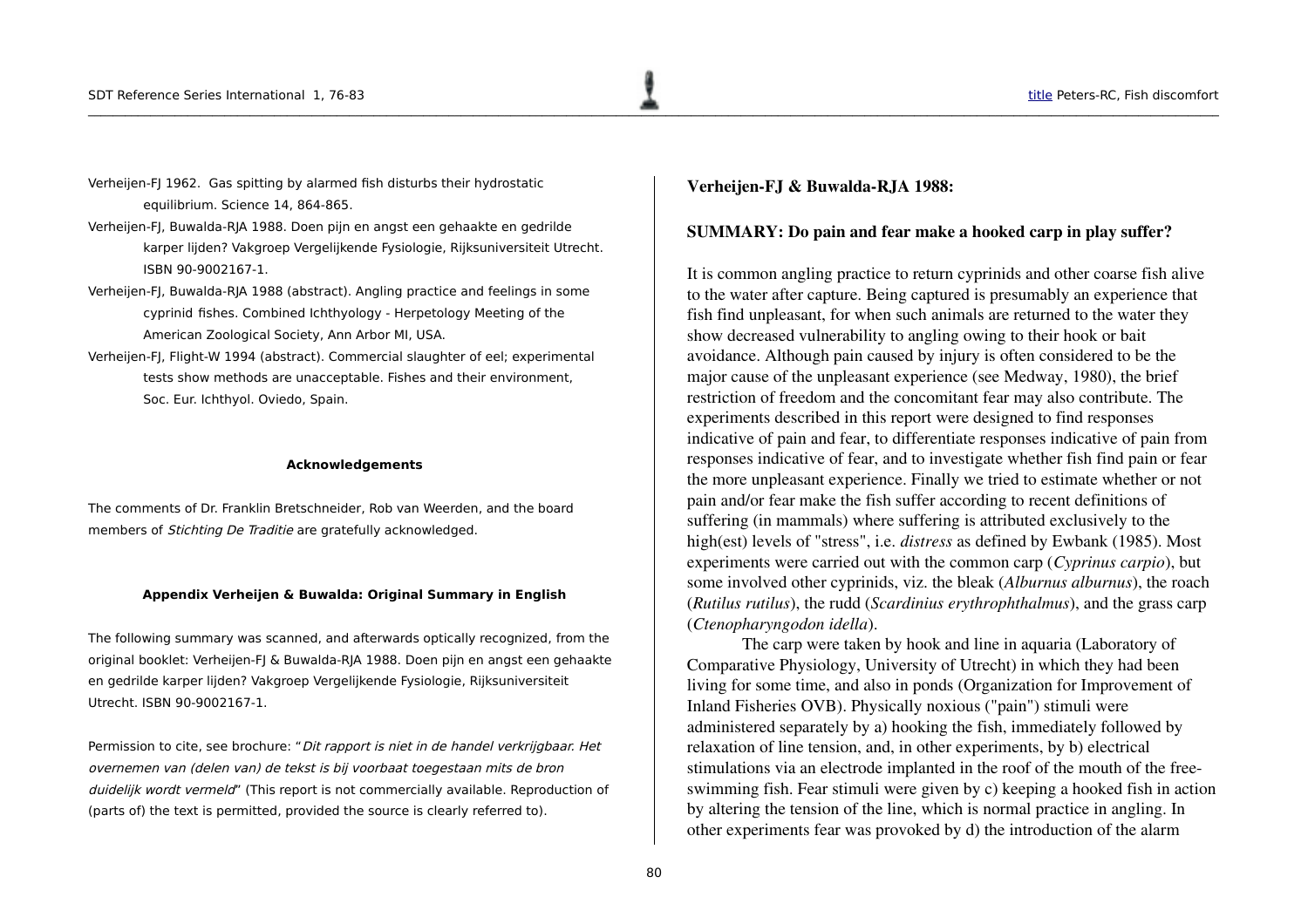Verheijen-FJ 1962. Gas spitting by alarmed fish disturbs their hydrostatic equilibrium. Science 14, 864-865.

Verheijen-FJ, Buwalda-RJA 1988. Doen pijn en angst een gehaakte en gedrilde karper lijden? Vakgroep Vergelijkende Fysiologie, Rijksuniversiteit Utrecht. ISBN 90-9002167-1.

Verheijen-FJ, Buwalda-RJA 1988 (abstract). Angling practice and feelings in some cyprinid fishes. Combined Ichthyology - Herpetology Meeting of the American Zoological Society, Ann Arbor MI, USA.

Verheijen-FJ, Flight-W 1994 (abstract). Commercial slaughter of eel; experimental tests show methods are unacceptable. Fishes and their environment, Soc. Eur. Ichthyol. Oviedo, Spain.

#### Acknowledgements

The comments of Dr. Franklin Bretschneider, Rob van Weerden, and the board members of *Stichting De Traditie* are gratefully acknowledged.

#### Appendix Verheijen & Buwalda: Original Summary in English

The following summary was scanned, and afterwards optically recognized, from the original booklet: Verheijen-FJ & Buwalda-RJA 1988. Doen pijn en angst een gehaakte en gedrilde karper lijden? Vakgroep Vergelijkende Fysiologie, Rijksuniversiteit Utrecht. ISBN 90-9002167-1.

Permission to cite, see brochure: "*Dit rapport is niet in de handel verkrijgbaar. Het overnemen van (delen van) de tekst is bij voorbaat toegestaan mits de bron duidelijk wordt vermeld*" (This report is not commercially available. Reproduction of (parts of) the text is permitted, provided the source is clearly referred to).

**Verheijen-FJ & Buwalda-RJA 1988:**

**SUMMARY: Do pain and fear make a hooked carp in play suffer?**

It is common angling practice to return cyprinids and other coarse fish alive to the water after capture. Being captured is presumably an experience that fish find unpleasant, for when such animals are returned to the water they show decreased vulnerability to angling owing to their hook or bait avoidance. Although pain caused by injury is often considered to be the major cause of the unpleasant experience (see Medway, 1980), the brief restriction of freedom and the concomitant fear may also contribute. The experiments described in this report were designed to find responses indicative of pain and fear, to differentiate responses indicative of pain from responses indicative of fear, and to investigate whether fish find pain or fear the more unpleasant experience. Finally we tried to estimate whether or not pain and/or fear make the fish suffer according to recent definitions of suffering (in mammals) where suffering is attributed exclusively to the high(est) levels of "stress", i.e. *distress* as defined by Ewbank (1985). Most experiments were carried out with the common carp (*Cyprinus carpio*), but some involved other cyprinids, viz. the bleak (*Alburnus alburnus*), the roach (*Rutilus rutilus*), the rudd (*Scardinius erythrophthalmus*), and the grass carp (*Ctenopharyngodon idella*).

The carp were taken by hook and line in aquaria (Laboratory of Comparative Physiology, University of Utrecht) in which they had been living for some time, and also in ponds (Organization for Improvement of Inland Fisheries OVB). Physically noxious ("pain") stimuli were administered separately by a) hooking the fish, immediately followed by relaxation of line tension, and, in other experiments, by b) electrical stimulations via an electrode implanted in the roof of the mouth of the free-swimming fish. Fear stimuli were given by c) keeping a hooked fish in action by altering the tension of the line, which is normal practice in angling. In other experiments fear was provoked by d) the introduction of the alarm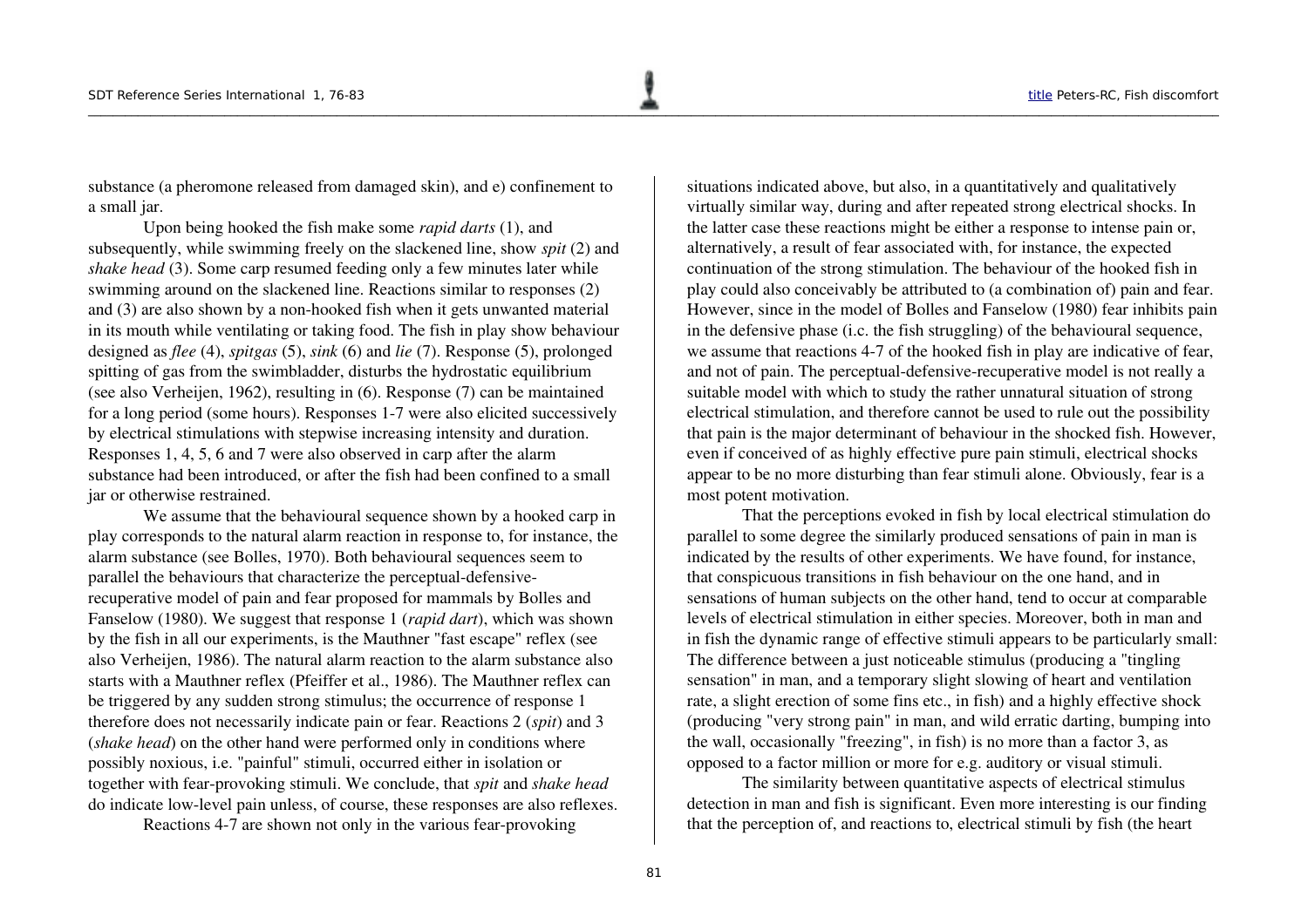substance (a pheromone released from damaged skin), and e) confinement to a small jar.

Upon being hooked the fish make some *rapid darts* (1), and subsequently, while swimming freely on the slackened line, show *spit* (2) and *shake head* (3). Some carp resumed feeding only a few minutes later while swimming around on the slackened line. Reactions similar to responses (2) and (3) are also shown by a non-hooked fish when it gets unwanted material in its mouth while ventilating or taking food. The fish in play show behaviour designed as *flee* (4), *spitgas* (5), *sink* (6) and *lie* (7). Response (5), prolonged spitting of gas from the swimbladder, disturbs the hydrostatic equilibrium (see also Verheijen, 1962), resulting in (6). Response (7) can be maintained for a long period (some hours). Responses 1-7 were also elicited successively by electrical stimulations with stepwise increasing intensity and duration. Responses 1, 4, 5, 6 and 7 were also observed in carp after the alarm substance had been introduced, or after the fish had been confined to a small jar or otherwise restrained.

We assume that the behavioural sequence shown by a hooked carp in play corresponds to the natural alarm reaction in response to, for instance, the alarm substance (see Bolles, 1970). Both behavioural sequences seem to parallel the behaviours that characterize the perceptual-defensive-recuperative model of pain and fear proposed for mammals by Bolles and Fanselow (1980). We suggest that response 1 (*rapid dart*), which was shown by the fish in all our experiments, is the Mauthner "fast escape" reflex (see also Verheijen, 1986). The natural alarm reaction to the alarm substance also starts with a Mauthner reflex (Pfeiffer et al., 1986). The Mauthner reflex can be triggered by any sudden strong stimulus; the occurrence of response 1 therefore does not necessarily indicate pain or fear. Reactions 2 (*spit*) and 3 (*shake head*) on the other hand were performed only in conditions where possibly noxious, i.e. "painful" stimuli, occurred either in isolation or together with fear-provoking stimuli. We conclude, that *spit* and *shake head* do indicate low-level pain unless, of course, these responses are also reflexes.

Reactions 4-7 are shown not only in the various fear-provoking situations indicated above, but also, in a quantitatively and qualitatively virtually similar way, during and after repeated strong electrical shocks. In the latter case these reactions might be either a response to intense pain or, alternatively, a result of fear associated with, for instance, the expected continuation of the strong stimulation. The behaviour of the hooked fish in play could also conceivably be attributed to (a combination of) pain and fear. However, since in the model of Bolles and Fanselow (1980) fear inhibits pain in the defensive phase (i.c. the fish struggling) of the behavioural sequence, we assume that reactions 4-7 of the hooked fish in play are indicative of fear, and not of pain. The perceptual-defensive-recuperative model is not really a suitable model with which to study the rather unnatural situation of strong electrical stimulation, and therefore cannot be used to rule out the possibility that pain is the major determinant of behaviour in the shocked fish. However, even if conceived of as highly effective pure pain stimuli, electrical shocks appear to be no more disturbing than fear stimuli alone. Obviously, fear is a most potent motivation.

That the perceptions evoked in fish by local electrical stimulation do parallel to some degree the similarly produced sensations of pain in man is indicated by the results of other experiments. We have found, for instance, that conspicuous transitions in fish behaviour on the one hand, and in sensations of human subjects on the other hand, tend to occur at comparable levels of electrical stimulation in either species. Moreover, both in man and in fish the dynamic range of effective stimuli appears to be particularly small: The difference between a just noticeable stimulus (producing a "tingling sensation" in man, and a temporary slight slowing of heart and ventilation rate, a slight erection of some fins etc., in fish) and a highly effective shock (producing "very strong pain" in man, and wild erratic darting, bumping into the wall, occasionally "freezing", in fish) is no more than a factor 3, as opposed to a factor million or more for e.g. auditory or visual stimuli.

The similarity between quantitative aspects of electrical stimulus detection in man and fish is significant. Even more interesting is our finding that the perception of, and reactions to, electrical stimuli by fish (the heart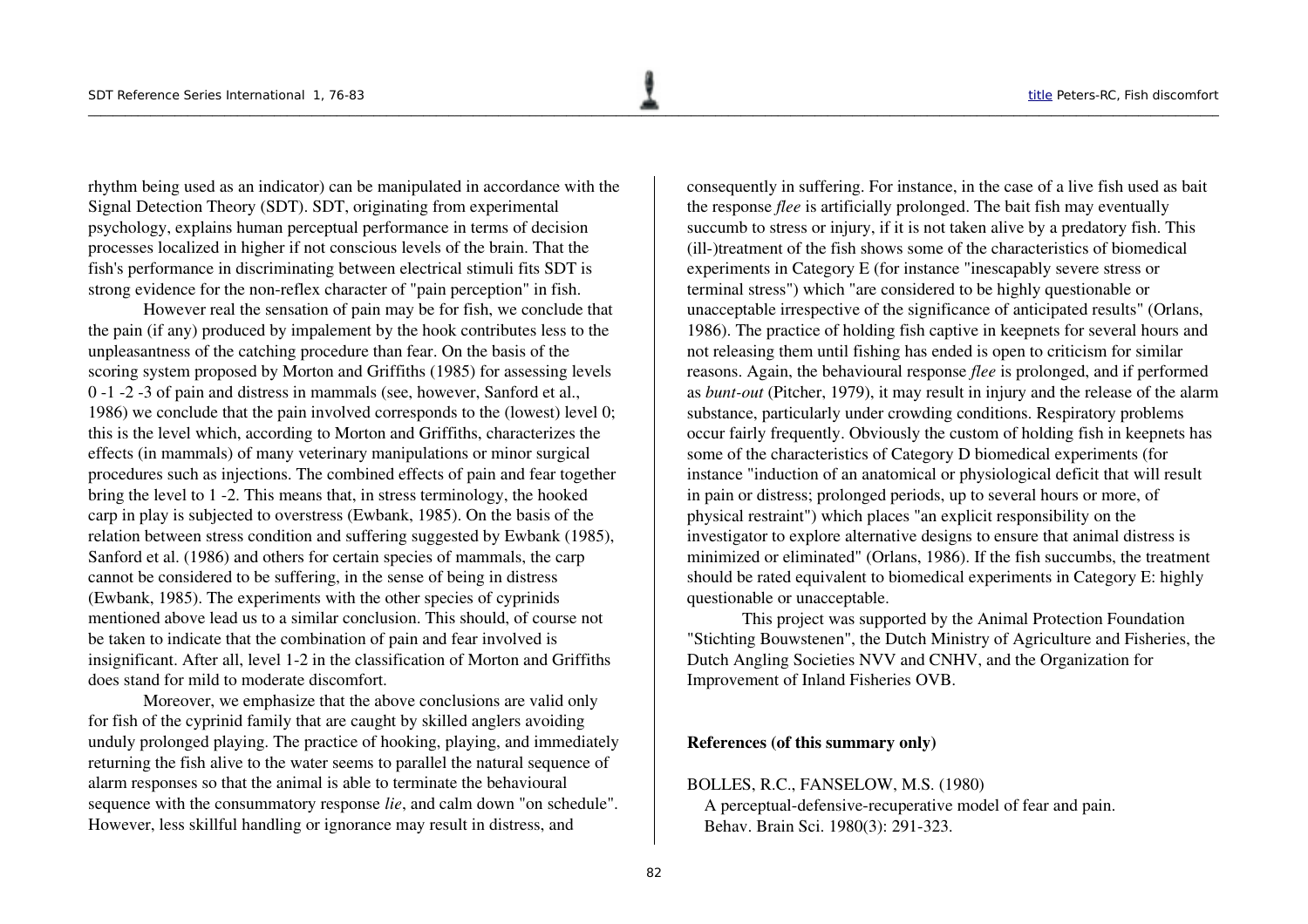rhythm being used as an indicator) can be manipulated in accordance with the Signal Detection Theory (SDT). SDT, originating from experimental psychology, explains human perceptual performance in terms of decision processes localized in higher if not conscious levels of the brain. That the fish's performance in discriminating between electrical stimuli fits SDT is strong evidence for the non-reflex character of "pain perception" in fish.

However real the sensation of pain may be for fish, we conclude that the pain (if any) produced by impalement by the hook contributes less to the unpleasantness of the catching procedure than fear. On the basis of the scoring system proposed by Morton and Griffiths (1985) for assessing levels 0 -1 -2 -3 of pain and distress in mammals (see, however, Sanford et al., 1986) we conclude that the pain involved corresponds to the (lowest) level 0; this is the level which, according to Morton and Griffiths, characterizes the effects (in mammals) of many veterinary manipulations or minor surgical procedures such as injections. The combined effects of pain and fear together bring the level to 1 -2. This means that, in stress terminology, the hooked carp in play is subjected to overstress (Ewbank, 1985). On the basis of the relation between stress condition and suffering suggested by Ewbank (1985), Sanford et al. (1986) and others for certain species of mammals, the carp cannot be considered to be suffering, in the sense of being in distress (Ewbank, 1985). The experiments with the other species of cyprinids mentioned above lead us to a similar conclusion. This should, of course not be taken to indicate that the combination of pain and fear involved is insignificant. After all, level 1-2 in the classification of Morton and Griffiths does stand for mild to moderate discomfort.

Moreover, we emphasize that the above conclusions are valid only for fish of the cyprinid family that are caught by skilled anglers avoiding unduly prolonged playing. The practice of hooking, playing, and immediately returning the fish alive to the water seems to parallel the natural sequence of alarm responses so that the animal is able to terminate the behavioural sequence with the consummatory response *lie*, and calm down "on schedule". However, less skillful handling or ignorance may result in distress, and consequently in suffering. For instance, in the case of a live fish used as bait the response *flee* is artificially prolonged. The bait fish may eventually succumb to stress or injury, if it is not taken alive by a predatory fish. This (ill-)treatment of the fish shows some of the characteristics of biomedical experiments in Category E (for instance "inescapably severe stress or terminal stress") which "are considered to be highly questionable or unacceptable irrespective of the significance of anticipated results" (Orlans, 1986). The practice of holding fish captive in keepnets for several hours and not releasing them until fishing has ended is open to criticism for similar reasons. Again, the behavioural response *flee* is prolonged, and if performed as *bunt-out* (Pitcher, 1979), it may result in injury and the release of the alarm substance, particularly under crowding conditions. Respiratory problems occur fairly frequently. Obviously the custom of holding fish in keepnets has some of the characteristics of Category D biomedical experiments (for instance "induction of an anatomical or physiological deficit that will result in pain or distress; prolonged periods, up to several hours or more, of physical restraint") which places "an explicit responsibility on the investigator to explore alternative designs to ensure that animal distress is minimized or eliminated" (Orlans, 1986). If the fish succumbs, the treatment should be rated equivalent to biomedical experiments in Category E: highly questionable or unacceptable.

This project was supported by the Animal Protection Foundation "Stichting Bouwstenen", the Dutch Ministry of Agriculture and Fisheries, the Dutch Angling Societies NVV and CNHV, and the Organization for Improvement of Inland Fisheries OVB.

**References (of this summary only)**

BOLLES, R.C., FANSELOW, M.S. (1980)
A perceptual-defensive-recuperative model of fear and pain.
Behav. Brain Sci. 1980(3): 291-323.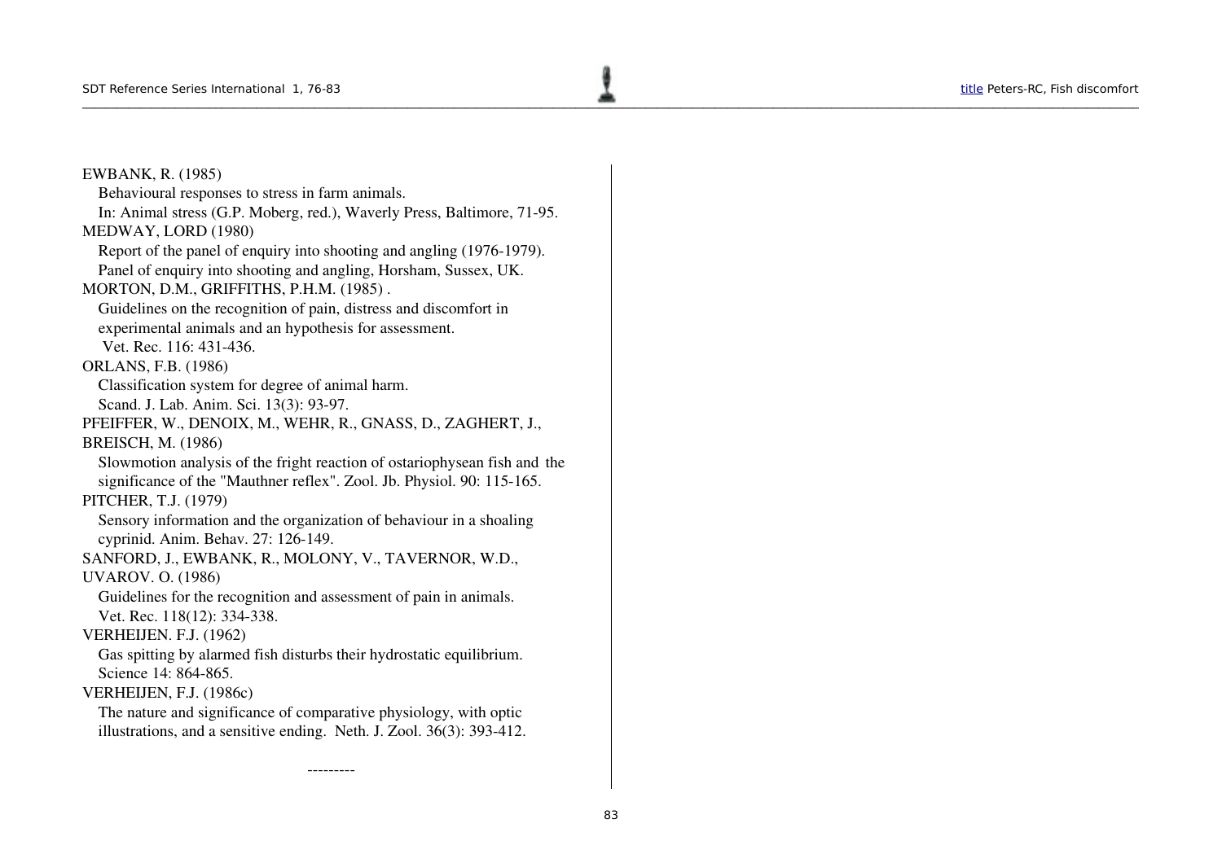EWBANK, R. (1985)
   Behavioural responses to stress in farm animals.
   In: Animal stress (G.P. Moberg, red.), Waverly Press, Baltimore, 71-95.

MEDWAY, LORD (1980)
   Report of the panel of enquiry into shooting and angling (1976-1979).
   Panel of enquiry into shooting and angling, Horsham, Sussex, UK.

MORTON, D.M., GRIFFITHS, P.H.M. (1985) .
   Guidelines on the recognition of pain, distress and discomfort in experimental animals and an hypothesis for assessment.
   Vet. Rec. 116: 431-436.

ORLANS, F.B. (1986)
   Classification system for degree of animal harm.
   Scand. J. Lab. Anim. Sci. 13(3): 93-97.

PFEIFFER, W., DENOIX, M., WEHR, R., GNASS, D., ZAGHERT, J., BREISCH, M. (1986)
   Slowmotion analysis of the fright reaction of ostariophysean fish and the significance of the "Mauthner reflex". Zool. Jb. Physiol. 90: 115-165.

PITCHER, T.J. (1979)
   Sensory information and the organization of behaviour in a shoaling cyprinid. Anim. Behav. 27: 126-149.

SANFORD, J., EWBANK, R., MOLONY, V., TAVERNOR, W.D., UVAROV. O. (1986)
   Guidelines for the recognition and assessment of pain in animals.
   Vet. Rec. 118(12): 334-338.

VERHEIJEN. F.J. (1962)
   Gas spitting by alarmed fish disturbs their hydrostatic equilibrium.
   Science 14: 864-865.

VERHEIJEN, F.J. (1986c)
   The nature and significance of comparative physiology, with optic illustrations, and a sensitive ending. Neth. J. Zool. 36(3): 393-412.

---------